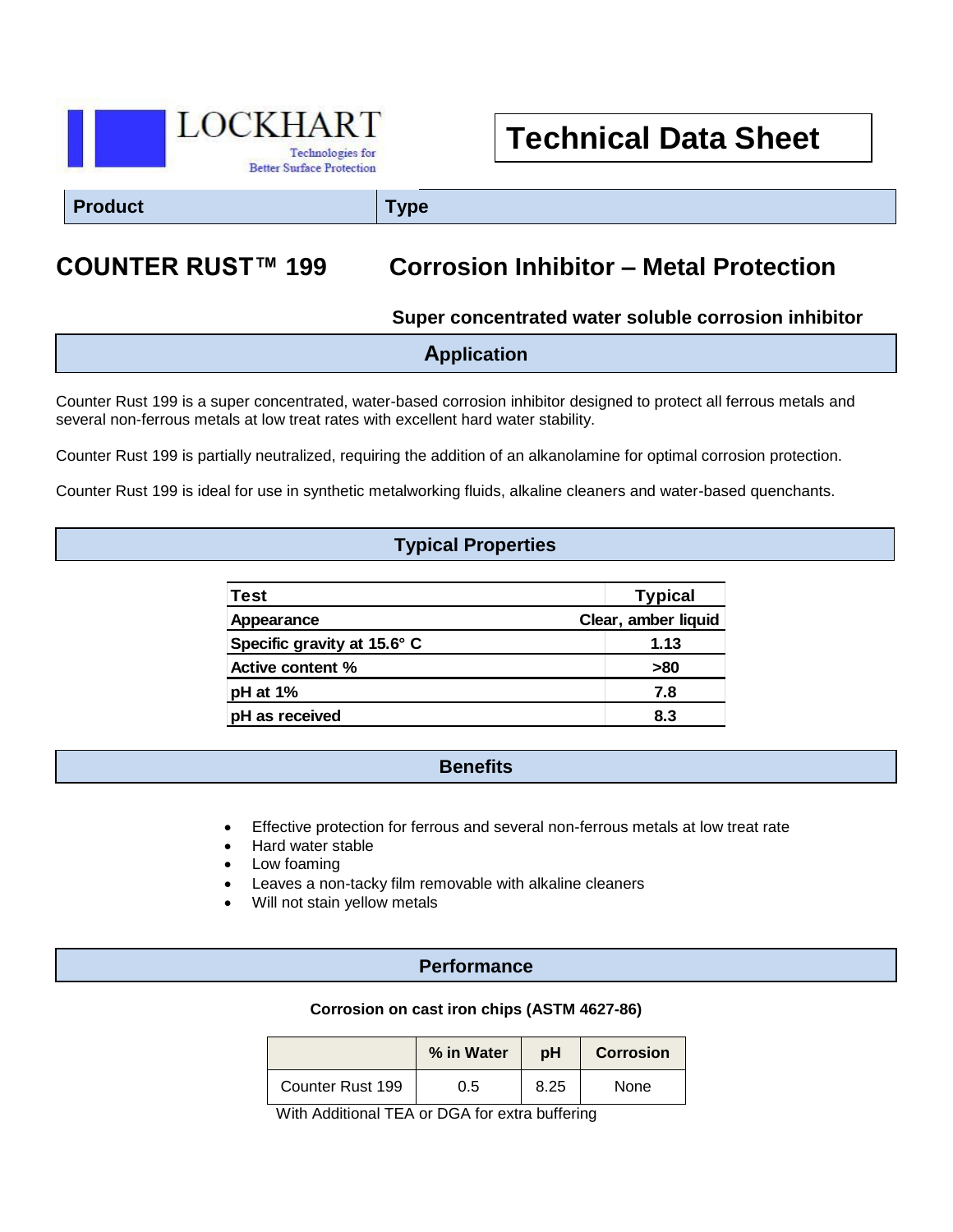LOCKHART
Technologies for Better Surface Protection

# Technical Data Sheet

| Product | Type |
| --- | --- |
| **COUNTER RUST™ 199** | **Corrosion Inhibitor – Metal Protection** |

**Super concentrated water soluble corrosion inhibitor**

## Application

Counter Rust 199 is a super concentrated, water-based corrosion inhibitor designed to protect all ferrous metals and several non-ferrous metals at low treat rates with excellent hard water stability.

Counter Rust 199 is partially neutralized, requiring the addition of an alkanolamine for optimal corrosion protection.

Counter Rust 199 is ideal for use in synthetic metalworking fluids, alkaline cleaners and water-based quenchants.

## Typical Properties

| Test | Typical |
| --- | --- |
| Appearance | Clear, amber liquid |
| Specific gravity at 15.6° C | 1.13 |
| Active content % | >80 |
| pH at 1% | 7.8 |
| pH as received | 8.3 |

## Benefits

- Effective protection for ferrous and several non-ferrous metals at low treat rate
- Hard water stable
- Low foaming
- Leaves a non-tacky film removable with alkaline cleaners
- Will not stain yellow metals

## Performance

**Corrosion on cast iron chips (ASTM 4627-86)**

| | % in Water | pH | Corrosion |
| --- | --- | --- | --- |
| Counter Rust 199 | 0.5 | 8.25 | None |

With Additional TEA or DGA for extra buffering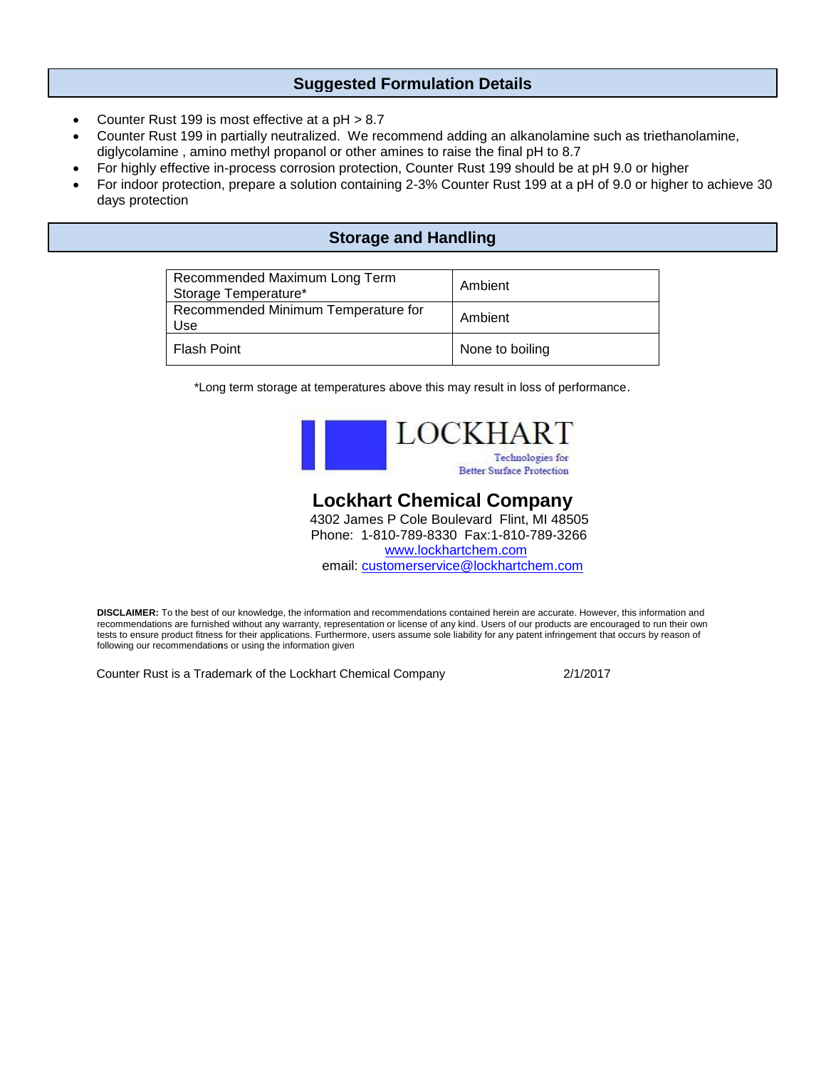## Suggested Formulation Details

- Counter Rust 199 is most effective at a pH > 8.7
- Counter Rust 199 in partially neutralized. We recommend adding an alkanolamine such as triethanolamine, diglycolamine , amino methyl propanol or other amines to raise the final pH to 8.7
- For highly effective in-process corrosion protection, Counter Rust 199 should be at pH 9.0 or higher
- For indoor protection, prepare a solution containing 2-3% Counter Rust 199 at a pH of 9.0 or higher to achieve 30 days protection

## Storage and Handling

| | |
|---|---|
| Recommended Maximum Long Term Storage Temperature* | Ambient |
| Recommended Minimum Temperature for Use | Ambient |
| Flash Point | None to boiling |

*Long term storage at temperatures above this may result in loss of performance.

LOCKHART
Technologies for Better Surface Protection

**Lockhart Chemical Company**
4302 James P Cole Boulevard Flint, MI 48505
Phone: 1-810-789-8330 Fax:1-810-789-3266
www.lockhartchem.com
email: customerservice@lockhartchem.com

**DISCLAIMER:** To the best of our knowledge, the information and recommendations contained herein are accurate. However, this information and recommendations are furnished without any warranty, representation or license of any kind. Users of our products are encouraged to run their own tests to ensure product fitness for their applications. Furthermore, users assume sole liability for any patent infringement that occurs by reason of following our recommendations or using the information given

Counter Rust is a Trademark of the Lockhart Chemical Company 2/1/2017